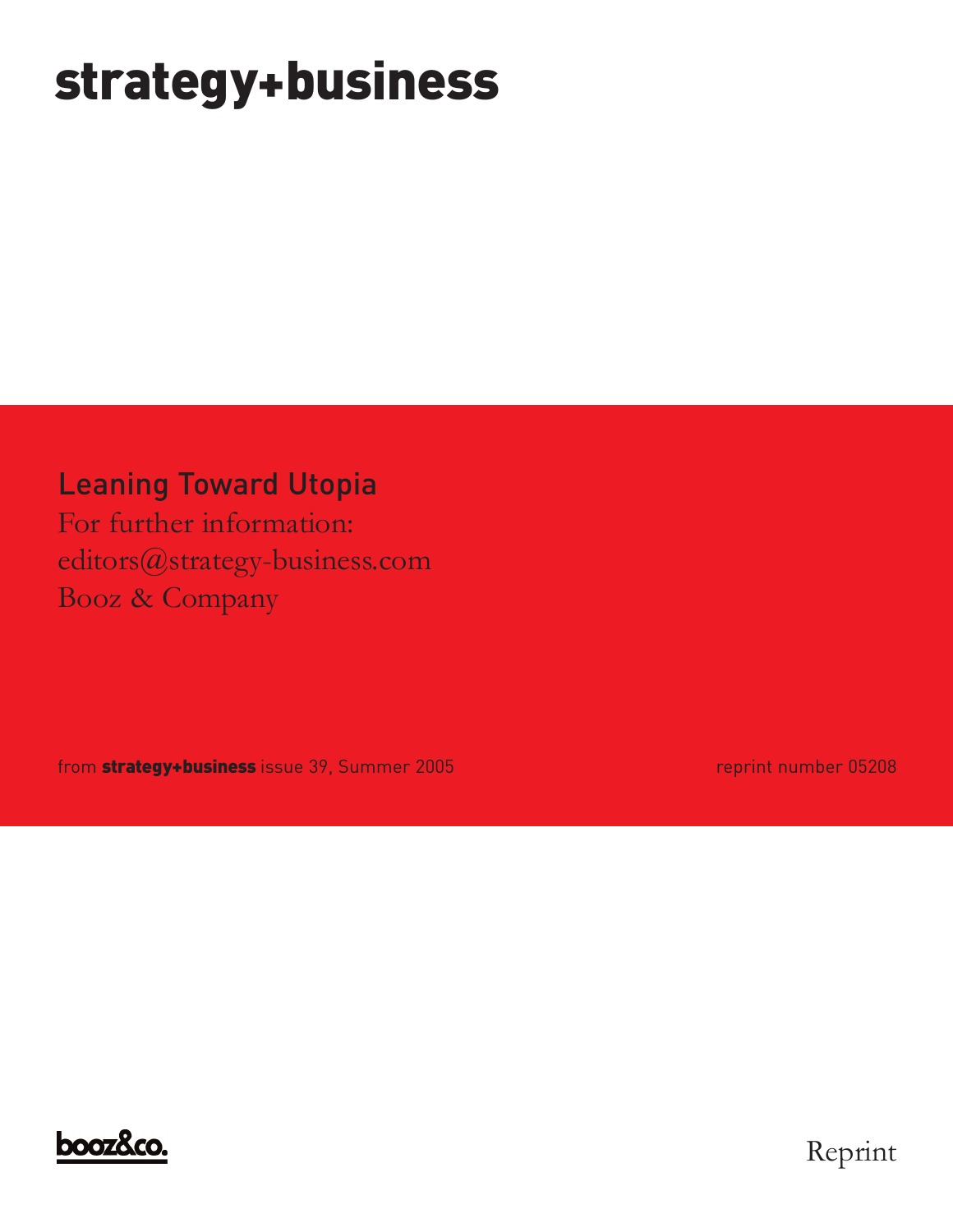# strategy+business

## Leaning Toward Utopia

For further information:
editors@strategy-business.com
Booz & Company

from **strategy+business** issue 39, Summer 2005

reprint number 05208

booz&co.

Reprint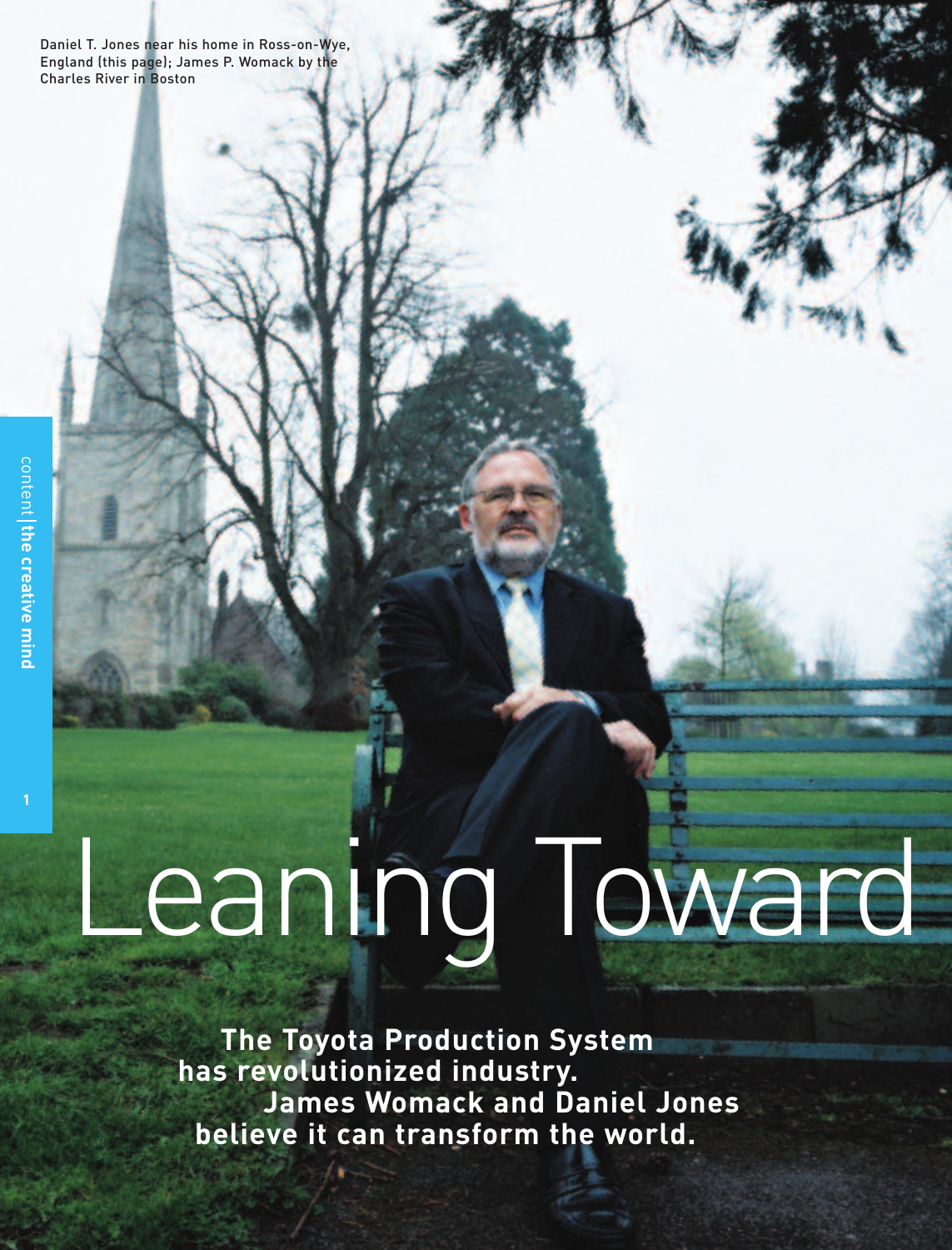Daniel T. Jones near his home in Ross-on-Wye, England (this page); James P. Womack by the Charles River in Boston

# Leaning Toward

**The Toyota Production System has revolutionized industry. James Womack and Daniel Jones believe it can transform the world.**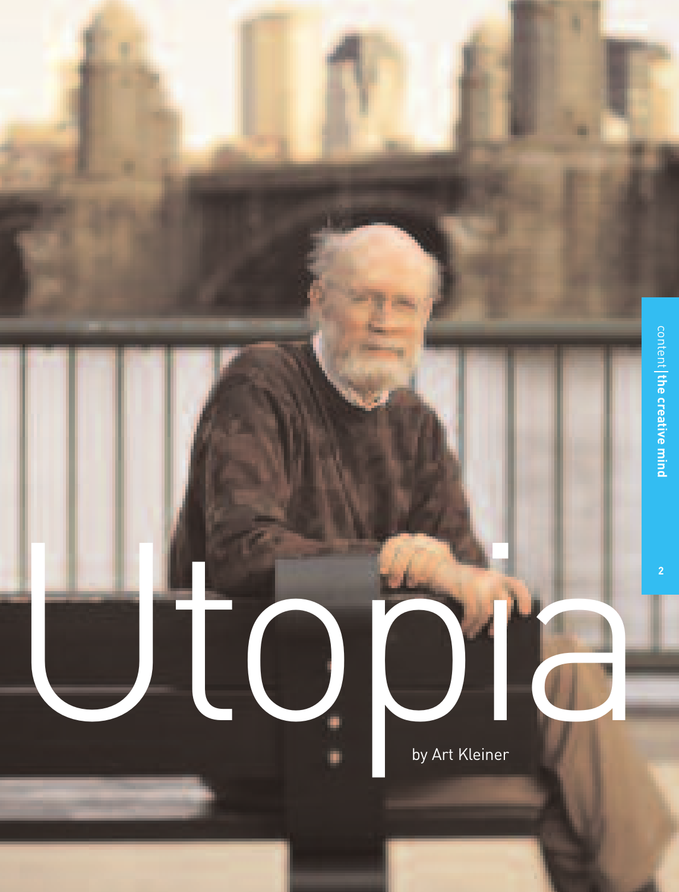# Utopia

by Art Kleiner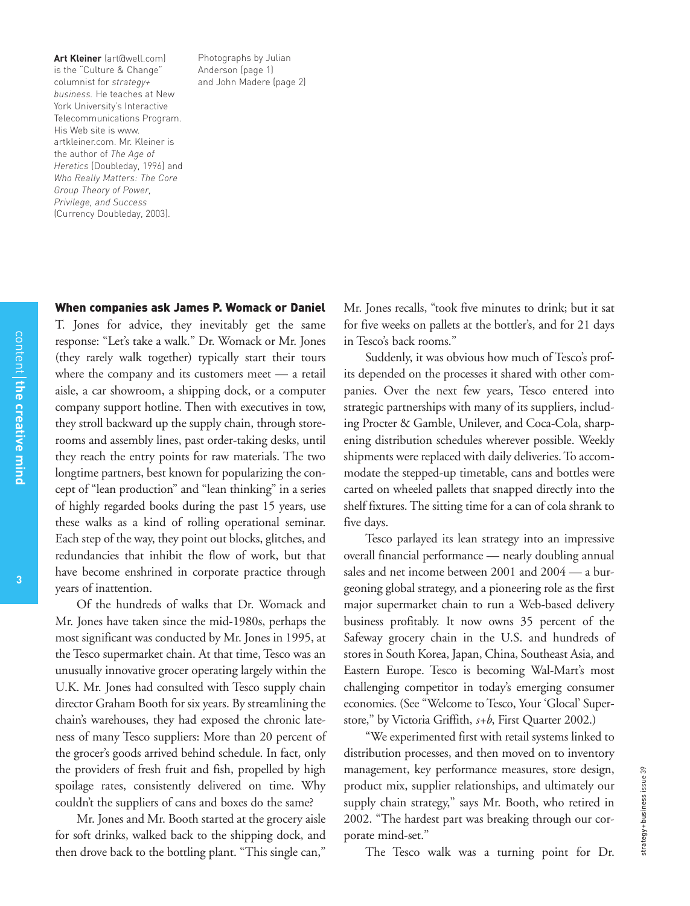**Art Kleiner** (art@well.com) is the "Culture & Change" columnist for *strategy+business.* He teaches at New York University's Interactive Telecommunications Program. His Web site is www.artkleiner.com. Mr. Kleiner is the author of *The Age of Heretics* (Doubleday, 1996) and *Who Really Matters: The Core Group Theory of Power, Privilege, and Success* (Currency Doubleday, 2003).

Photographs by Julian Anderson (page 1) and John Madere (page 2)

**When companies ask James P. Womack or Daniel** T. Jones for advice, they inevitably get the same response: "Let's take a walk." Dr. Womack or Mr. Jones (they rarely walk together) typically start their tours where the company and its customers meet — a retail aisle, a car showroom, a shipping dock, or a computer company support hotline. Then with executives in tow, they stroll backward up the supply chain, through storerooms and assembly lines, past order-taking desks, until they reach the entry points for raw materials. The two longtime partners, best known for popularizing the concept of "lean production" and "lean thinking" in a series of highly regarded books during the past 15 years, use these walks as a kind of rolling operational seminar. Each step of the way, they point out blocks, glitches, and redundancies that inhibit the flow of work, but that have become enshrined in corporate practice through years of inattention.

Of the hundreds of walks that Dr. Womack and Mr. Jones have taken since the mid-1980s, perhaps the most significant was conducted by Mr. Jones in 1995, at the Tesco supermarket chain. At that time, Tesco was an unusually innovative grocer operating largely within the U.K. Mr. Jones had consulted with Tesco supply chain director Graham Booth for six years. By streamlining the chain's warehouses, they had exposed the chronic lateness of many Tesco suppliers: More than 20 percent of the grocer's goods arrived behind schedule. In fact, only the providers of fresh fruit and fish, propelled by high spoilage rates, consistently delivered on time. Why couldn't the suppliers of cans and boxes do the same?

Mr. Jones and Mr. Booth started at the grocery aisle for soft drinks, walked back to the shipping dock, and then drove back to the bottling plant. "This single can," Mr. Jones recalls, "took five minutes to drink; but it sat for five weeks on pallets at the bottler's, and for 21 days in Tesco's back rooms."

Suddenly, it was obvious how much of Tesco's profits depended on the processes it shared with other companies. Over the next few years, Tesco entered into strategic partnerships with many of its suppliers, including Procter & Gamble, Unilever, and Coca-Cola, sharpening distribution schedules wherever possible. Weekly shipments were replaced with daily deliveries. To accommodate the stepped-up timetable, cans and bottles were carted on wheeled pallets that snapped directly into the shelf fixtures. The sitting time for a can of cola shrank to five days.

Tesco parlayed its lean strategy into an impressive overall financial performance — nearly doubling annual sales and net income between 2001 and 2004 — a burgeoning global strategy, and a pioneering role as the first major supermarket chain to run a Web-based delivery business profitably. It now owns 35 percent of the Safeway grocery chain in the U.S. and hundreds of stores in South Korea, Japan, China, Southeast Asia, and Eastern Europe. Tesco is becoming Wal-Mart's most challenging competitor in today's emerging consumer economies. (See "Welcome to Tesco, Your 'Glocal' Superstore," by Victoria Griffith, *s+b*, First Quarter 2002.)

"We experimented first with retail systems linked to distribution processes, and then moved on to inventory management, key performance measures, store design, product mix, supplier relationships, and ultimately our supply chain strategy," says Mr. Booth, who retired in 2002. "The hardest part was breaking through our corporate mind-set."

The Tesco walk was a turning point for Dr.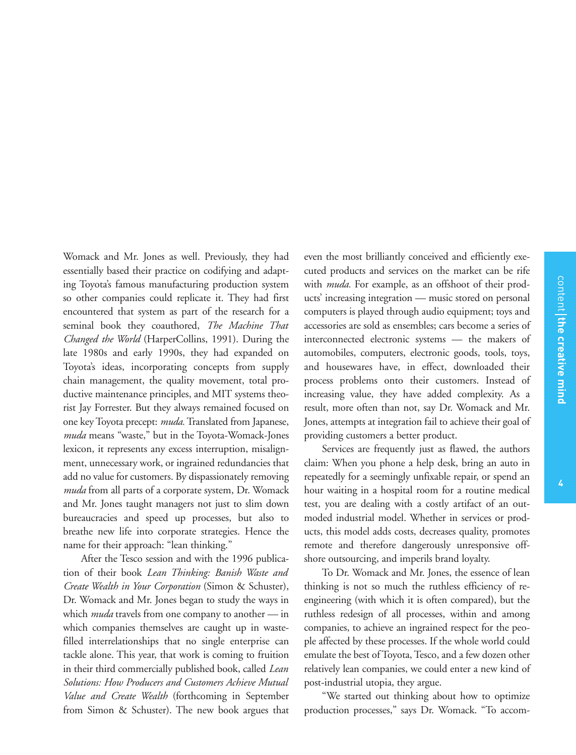Womack and Mr. Jones as well. Previously, they had essentially based their practice on codifying and adapting Toyota's famous manufacturing production system so other companies could replicate it. They had first encountered that system as part of the research for a seminal book they coauthored, *The Machine That Changed the World* (HarperCollins, 1991). During the late 1980s and early 1990s, they had expanded on Toyota's ideas, incorporating concepts from supply chain management, the quality movement, total productive maintenance principles, and MIT systems theorist Jay Forrester. But they always remained focused on one key Toyota precept: *muda.* Translated from Japanese, *muda* means "waste," but in the Toyota-Womack-Jones lexicon, it represents any excess interruption, misalignment, unnecessary work, or ingrained redundancies that add no value for customers. By dispassionately removing *muda* from all parts of a corporate system, Dr. Womack and Mr. Jones taught managers not just to slim down bureaucracies and speed up processes, but also to breathe new life into corporate strategies. Hence the name for their approach: "lean thinking."

After the Tesco session and with the 1996 publication of their book *Lean Thinking: Banish Waste and Create Wealth in Your Corporation* (Simon & Schuster), Dr. Womack and Mr. Jones began to study the ways in which *muda* travels from one company to another — in which companies themselves are caught up in waste-filled interrelationships that no single enterprise can tackle alone. This year, that work is coming to fruition in their third commercially published book, called *Lean Solutions: How Producers and Customers Achieve Mutual Value and Create Wealth* (forthcoming in September from Simon & Schuster). The new book argues that even the most brilliantly conceived and efficiently executed products and services on the market can be rife with *muda.* For example, as an offshoot of their products' increasing integration — music stored on personal computers is played through audio equipment; toys and accessories are sold as ensembles; cars become a series of interconnected electronic systems — the makers of automobiles, computers, electronic goods, tools, toys, and housewares have, in effect, downloaded their process problems onto their customers. Instead of increasing value, they have added complexity. As a result, more often than not, say Dr. Womack and Mr. Jones, attempts at integration fail to achieve their goal of providing customers a better product.

Services are frequently just as flawed, the authors claim: When you phone a help desk, bring an auto in repeatedly for a seemingly unfixable repair, or spend an hour waiting in a hospital room for a routine medical test, you are dealing with a costly artifact of an outmoded industrial model. Whether in services or products, this model adds costs, decreases quality, promotes remote and therefore dangerously unresponsive offshore outsourcing, and imperils brand loyalty.

To Dr. Womack and Mr. Jones, the essence of lean thinking is not so much the ruthless efficiency of reengineering (with which it is often compared), but the ruthless redesign of all processes, within and among companies, to achieve an ingrained respect for the people affected by these processes. If the whole world could emulate the best of Toyota, Tesco, and a few dozen other relatively lean companies, we could enter a new kind of post-industrial utopia, they argue.

"We started out thinking about how to optimize production processes," says Dr. Womack. "To accom-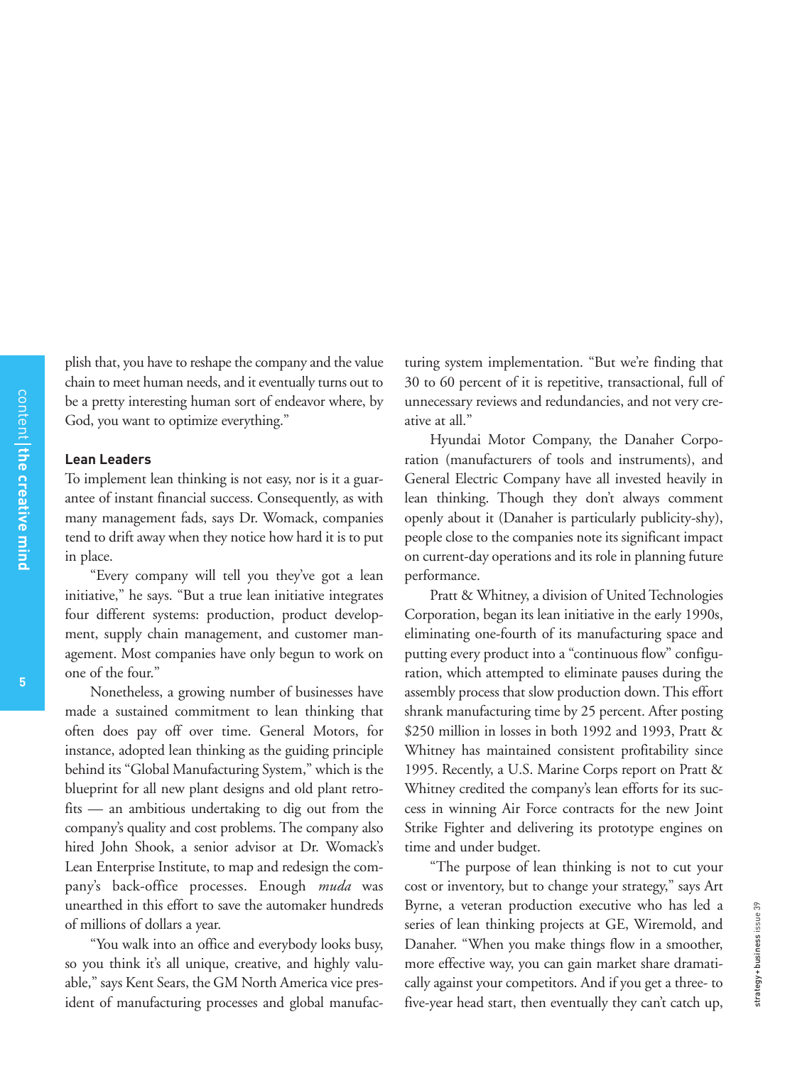plish that, you have to reshape the company and the value chain to meet human needs, and it eventually turns out to be a pretty interesting human sort of endeavor where, by God, you want to optimize everything."

### Lean Leaders

To implement lean thinking is not easy, nor is it a guarantee of instant financial success. Consequently, as with many management fads, says Dr. Womack, companies tend to drift away when they notice how hard it is to put in place.

"Every company will tell you they've got a lean initiative," he says. "But a true lean initiative integrates four different systems: production, product development, supply chain management, and customer management. Most companies have only begun to work on one of the four."

Nonetheless, a growing number of businesses have made a sustained commitment to lean thinking that often does pay off over time. General Motors, for instance, adopted lean thinking as the guiding principle behind its "Global Manufacturing System," which is the blueprint for all new plant designs and old plant retrofits — an ambitious undertaking to dig out from the company's quality and cost problems. The company also hired John Shook, a senior advisor at Dr. Womack's Lean Enterprise Institute, to map and redesign the company's back-office processes. Enough *muda* was unearthed in this effort to save the automaker hundreds of millions of dollars a year.

"You walk into an office and everybody looks busy, so you think it's all unique, creative, and highly valuable," says Kent Sears, the GM North America vice president of manufacturing processes and global manufacturing system implementation. "But we're finding that 30 to 60 percent of it is repetitive, transactional, full of unnecessary reviews and redundancies, and not very creative at all."

Hyundai Motor Company, the Danaher Corporation (manufacturers of tools and instruments), and General Electric Company have all invested heavily in lean thinking. Though they don't always comment openly about it (Danaher is particularly publicity-shy), people close to the companies note its significant impact on current-day operations and its role in planning future performance.

Pratt & Whitney, a division of United Technologies Corporation, began its lean initiative in the early 1990s, eliminating one-fourth of its manufacturing space and putting every product into a "continuous flow" configuration, which attempted to eliminate pauses during the assembly process that slow production down. This effort shrank manufacturing time by 25 percent. After posting $250 million in losses in both 1992 and 1993, Pratt & Whitney has maintained consistent profitability since 1995. Recently, a U.S. Marine Corps report on Pratt & Whitney credited the company's lean efforts for its success in winning Air Force contracts for the new Joint Strike Fighter and delivering its prototype engines on time and under budget.

"The purpose of lean thinking is not to cut your cost or inventory, but to change your strategy," says Art Byrne, a veteran production executive who has led a series of lean thinking projects at GE, Wiremold, and Danaher. "When you make things flow in a smoother, more effective way, you can gain market share dramatically against your competitors. And if you get a three- to five-year head start, then eventually they can't catch up,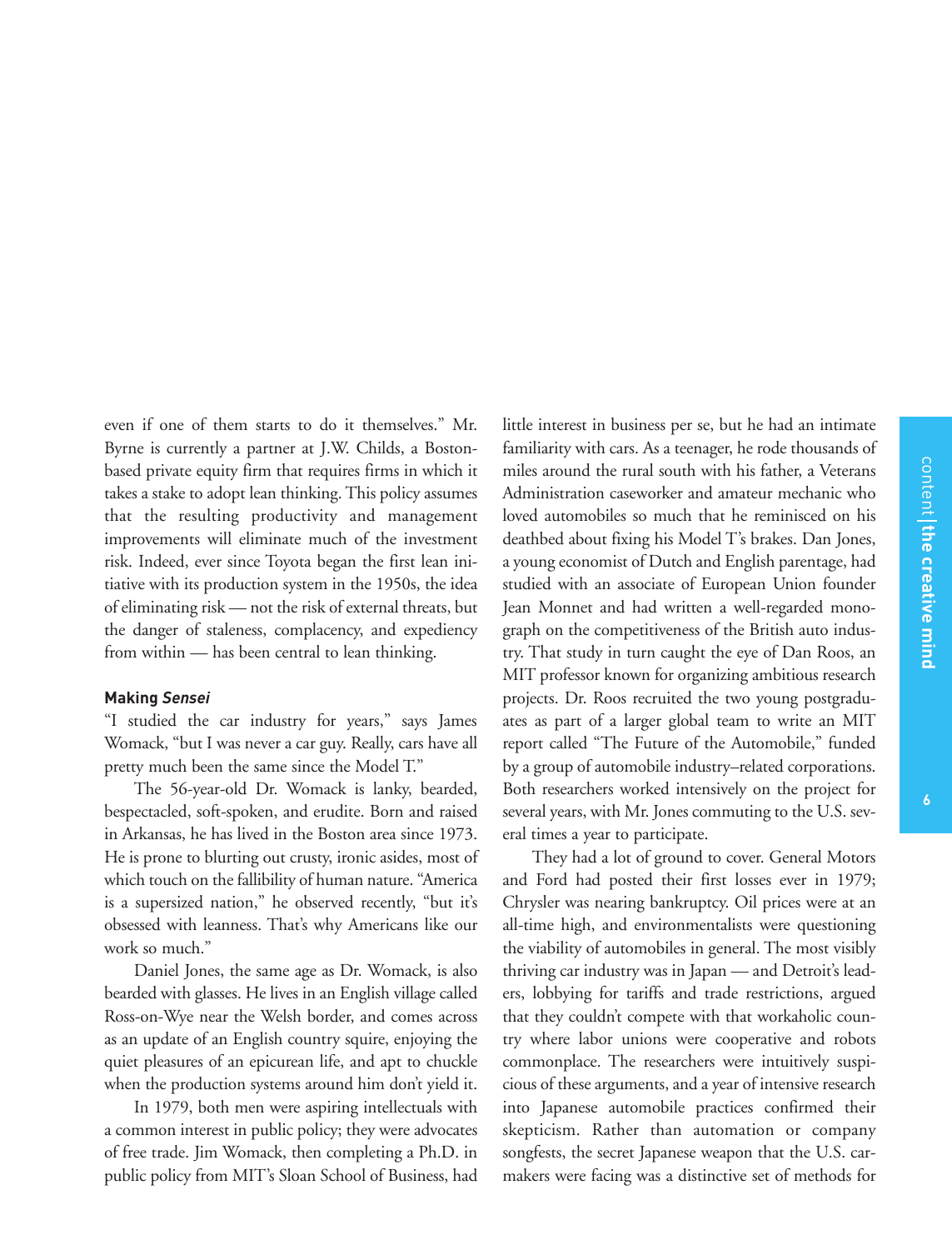even if one of them starts to do it themselves." Mr. Byrne is currently a partner at J.W. Childs, a Boston-based private equity firm that requires firms in which it takes a stake to adopt lean thinking. This policy assumes that the resulting productivity and management improvements will eliminate much of the investment risk. Indeed, ever since Toyota began the first lean initiative with its production system in the 1950s, the idea of eliminating risk — not the risk of external threats, but the danger of staleness, complacency, and expediency from within — has been central to lean thinking.

#### Making *Sensei*

"I studied the car industry for years," says James Womack, "but I was never a car guy. Really, cars have all pretty much been the same since the Model T."

The 56-year-old Dr. Womack is lanky, bearded, bespectacled, soft-spoken, and erudite. Born and raised in Arkansas, he has lived in the Boston area since 1973. He is prone to blurting out crusty, ironic asides, most of which touch on the fallibility of human nature. "America is a supersized nation," he observed recently, "but it's obsessed with leanness. That's why Americans like our work so much."

Daniel Jones, the same age as Dr. Womack, is also bearded with glasses. He lives in an English village called Ross-on-Wye near the Welsh border, and comes across as an update of an English country squire, enjoying the quiet pleasures of an epicurean life, and apt to chuckle when the production systems around him don't yield it.

In 1979, both men were aspiring intellectuals with a common interest in public policy; they were advocates of free trade. Jim Womack, then completing a Ph.D. in public policy from MIT's Sloan School of Business, had little interest in business per se, but he had an intimate familiarity with cars. As a teenager, he rode thousands of miles around the rural south with his father, a Veterans Administration caseworker and amateur mechanic who loved automobiles so much that he reminisced on his deathbed about fixing his Model T's brakes. Dan Jones, a young economist of Dutch and English parentage, had studied with an associate of European Union founder Jean Monnet and had written a well-regarded monograph on the competitiveness of the British auto industry. That study in turn caught the eye of Dan Roos, an MIT professor known for organizing ambitious research projects. Dr. Roos recruited the two young postgraduates as part of a larger global team to write an MIT report called "The Future of the Automobile," funded by a group of automobile industry–related corporations. Both researchers worked intensively on the project for several years, with Mr. Jones commuting to the U.S. several times a year to participate.

They had a lot of ground to cover. General Motors and Ford had posted their first losses ever in 1979; Chrysler was nearing bankruptcy. Oil prices were at an all-time high, and environmentalists were questioning the viability of automobiles in general. The most visibly thriving car industry was in Japan — and Detroit's leaders, lobbying for tariffs and trade restrictions, argued that they couldn't compete with that workaholic country where labor unions were cooperative and robots commonplace. The researchers were intuitively suspicious of these arguments, and a year of intensive research into Japanese automobile practices confirmed their skepticism. Rather than automation or company songfests, the secret Japanese weapon that the U.S. carmakers were facing was a distinctive set of methods for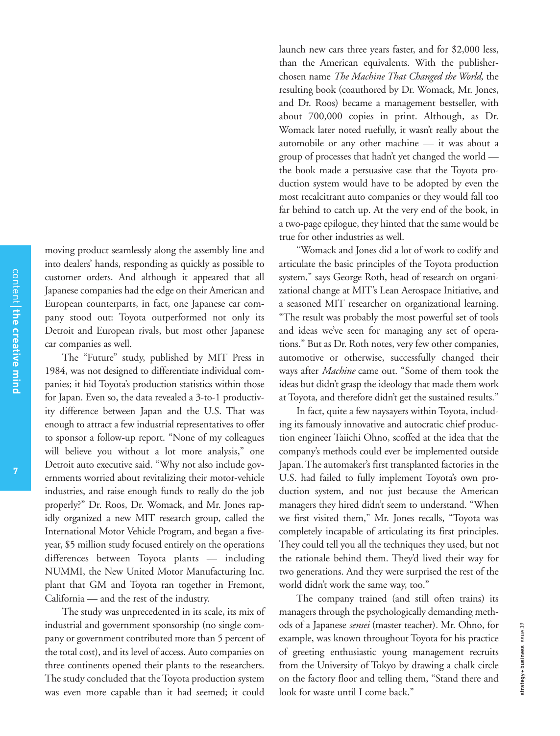moving product seamlessly along the assembly line and into dealers' hands, responding as quickly as possible to customer orders. And although it appeared that all Japanese companies had the edge on their American and European counterparts, in fact, one Japanese car company stood out: Toyota outperformed not only its Detroit and European rivals, but most other Japanese car companies as well.

The "Future" study, published by MIT Press in 1984, was not designed to differentiate individual companies; it hid Toyota's production statistics within those for Japan. Even so, the data revealed a 3-to-1 productivity difference between Japan and the U.S. That was enough to attract a few industrial representatives to offer to sponsor a follow-up report. "None of my colleagues will believe you without a lot more analysis," one Detroit auto executive said. "Why not also include governments worried about revitalizing their motor-vehicle industries, and raise enough funds to really do the job properly?" Dr. Roos, Dr. Womack, and Mr. Jones rapidly organized a new MIT research group, called the International Motor Vehicle Program, and began a five-year, $5 million study focused entirely on the operations differences between Toyota plants — including NUMMI, the New United Motor Manufacturing Inc. plant that GM and Toyota ran together in Fremont, California — and the rest of the industry.

The study was unprecedented in its scale, its mix of industrial and government sponsorship (no single company or government contributed more than 5 percent of the total cost), and its level of access. Auto companies on three continents opened their plants to the researchers. The study concluded that the Toyota production system was even more capable than it had seemed; it could launch new cars three years faster, and for $2,000 less, than the American equivalents. With the publisher-chosen name *The Machine That Changed the World,* the resulting book (coauthored by Dr. Womack, Mr. Jones, and Dr. Roos) became a management bestseller, with about 700,000 copies in print. Although, as Dr. Womack later noted ruefully, it wasn't really about the automobile or any other machine — it was about a group of processes that hadn't yet changed the world — the book made a persuasive case that the Toyota production system would have to be adopted by even the most recalcitrant auto companies or they would fall too far behind to catch up. At the very end of the book, in a two-page epilogue, they hinted that the same would be true for other industries as well.

"Womack and Jones did a lot of work to codify and articulate the basic principles of the Toyota production system," says George Roth, head of research on organizational change at MIT's Lean Aerospace Initiative, and a seasoned MIT researcher on organizational learning. "The result was probably the most powerful set of tools and ideas we've seen for managing any set of operations." But as Dr. Roth notes, very few other companies, automotive or otherwise, successfully changed their ways after *Machine* came out. "Some of them took the ideas but didn't grasp the ideology that made them work at Toyota, and therefore didn't get the sustained results."

In fact, quite a few naysayers within Toyota, including its famously innovative and autocratic chief production engineer Taiichi Ohno, scoffed at the idea that the company's methods could ever be implemented outside Japan. The automaker's first transplanted factories in the U.S. had failed to fully implement Toyota's own production system, and not just because the American managers they hired didn't seem to understand. "When we first visited them," Mr. Jones recalls, "Toyota was completely incapable of articulating its first principles. They could tell you all the techniques they used, but not the rationale behind them. They'd lived their way for two generations. And they were surprised the rest of the world didn't work the same way, too."

The company trained (and still often trains) its managers through the psychologically demanding methods of a Japanese *sensei* (master teacher). Mr. Ohno, for example, was known throughout Toyota for his practice of greeting enthusiastic young management recruits from the University of Tokyo by drawing a chalk circle on the factory floor and telling them, "Stand there and look for waste until I come back."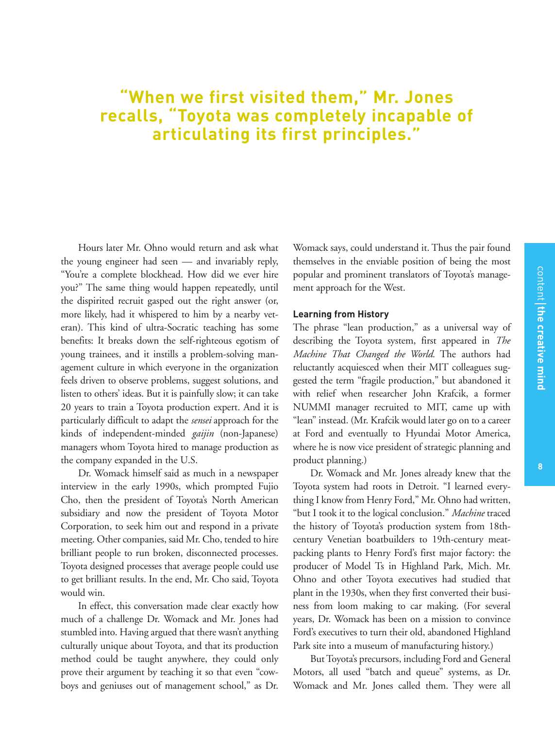**"When we first visited them," Mr. Jones recalls, "Toyota was completely incapable of articulating its first principles."**

Hours later Mr. Ohno would return and ask what the young engineer had seen — and invariably reply, "You're a complete blockhead. How did we ever hire you?" The same thing would happen repeatedly, until the dispirited recruit gasped out the right answer (or, more likely, had it whispered to him by a nearby veteran). This kind of ultra-Socratic teaching has some benefits: It breaks down the self-righteous egotism of young trainees, and it instills a problem-solving management culture in which everyone in the organization feels driven to observe problems, suggest solutions, and listen to others' ideas. But it is painfully slow; it can take 20 years to train a Toyota production expert. And it is particularly difficult to adapt the *sensei* approach for the kinds of independent-minded *gaijin* (non-Japanese) managers whom Toyota hired to manage production as the company expanded in the U.S.

Dr. Womack himself said as much in a newspaper interview in the early 1990s, which prompted Fujio Cho, then the president of Toyota's North American subsidiary and now the president of Toyota Motor Corporation, to seek him out and respond in a private meeting. Other companies, said Mr. Cho, tended to hire brilliant people to run broken, disconnected processes. Toyota designed processes that average people could use to get brilliant results. In the end, Mr. Cho said, Toyota would win.

In effect, this conversation made clear exactly how much of a challenge Dr. Womack and Mr. Jones had stumbled into. Having argued that there wasn't anything culturally unique about Toyota, and that its production method could be taught anywhere, they could only prove their argument by teaching it so that even "cowboys and geniuses out of management school," as Dr. Womack says, could understand it. Thus the pair found themselves in the enviable position of being the most popular and prominent translators of Toyota's management approach for the West.

### Learning from History

The phrase "lean production," as a universal way of describing the Toyota system, first appeared in *The Machine That Changed the World*. The authors had reluctantly acquiesced when their MIT colleagues suggested the term "fragile production," but abandoned it with relief when researcher John Krafcik, a former NUMMI manager recruited to MIT, came up with "lean" instead. (Mr. Krafcik would later go on to a career at Ford and eventually to Hyundai Motor America, where he is now vice president of strategic planning and product planning.)

Dr. Womack and Mr. Jones already knew that the Toyota system had roots in Detroit. "I learned everything I know from Henry Ford," Mr. Ohno had written, "but I took it to the logical conclusion." *Machine* traced the history of Toyota's production system from 18th-century Venetian boatbuilders to 19th-century meatpacking plants to Henry Ford's first major factory: the producer of Model Ts in Highland Park, Mich. Mr. Ohno and other Toyota executives had studied that plant in the 1930s, when they first converted their business from loom making to car making. (For several years, Dr. Womack has been on a mission to convince Ford's executives to turn their old, abandoned Highland Park site into a museum of manufacturing history.)

But Toyota's precursors, including Ford and General Motors, all used "batch and queue" systems, as Dr. Womack and Mr. Jones called them. They were all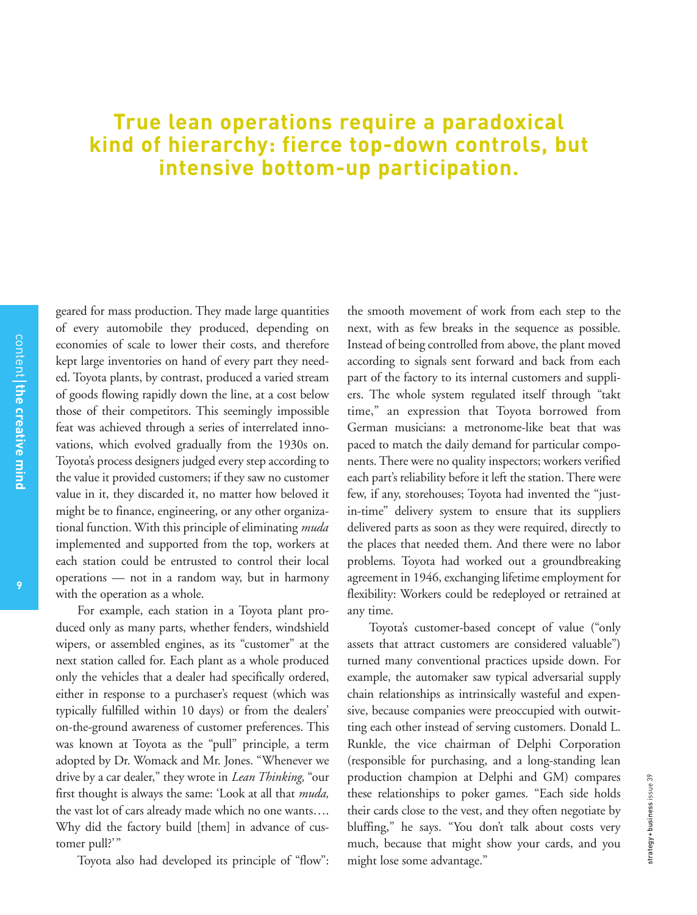**True lean operations require a paradoxical kind of hierarchy: fierce top-down controls, but intensive bottom-up participation.**

geared for mass production. They made large quantities of every automobile they produced, depending on economies of scale to lower their costs, and therefore kept large inventories on hand of every part they needed. Toyota plants, by contrast, produced a varied stream of goods flowing rapidly down the line, at a cost below those of their competitors. This seemingly impossible feat was achieved through a series of interrelated innovations, which evolved gradually from the 1930s on. Toyota's process designers judged every step according to the value it provided customers; if they saw no customer value in it, they discarded it, no matter how beloved it might be to finance, engineering, or any other organizational function. With this principle of eliminating *muda* implemented and supported from the top, workers at each station could be entrusted to control their local operations — not in a random way, but in harmony with the operation as a whole.

For example, each station in a Toyota plant produced only as many parts, whether fenders, windshield wipers, or assembled engines, as its "customer" at the next station called for. Each plant as a whole produced only the vehicles that a dealer had specifically ordered, either in response to a purchaser's request (which was typically fulfilled within 10 days) or from the dealers' on-the-ground awareness of customer preferences. This was known at Toyota as the "pull" principle, a term adopted by Dr. Womack and Mr. Jones. "Whenever we drive by a car dealer," they wrote in *Lean Thinking,* "our first thought is always the same: 'Look at all that *muda,* the vast lot of cars already made which no one wants…. Why did the factory build [them] in advance of customer pull?'"

Toyota also had developed its principle of "flow": the smooth movement of work from each step to the next, with as few breaks in the sequence as possible. Instead of being controlled from above, the plant moved according to signals sent forward and back from each part of the factory to its internal customers and suppliers. The whole system regulated itself through "takt time," an expression that Toyota borrowed from German musicians: a metronome-like beat that was paced to match the daily demand for particular components. There were no quality inspectors; workers verified each part's reliability before it left the station. There were few, if any, storehouses; Toyota had invented the "just-in-time" delivery system to ensure that its suppliers delivered parts as soon as they were required, directly to the places that needed them. And there were no labor problems. Toyota had worked out a groundbreaking agreement in 1946, exchanging lifetime employment for flexibility: Workers could be redeployed or retrained at any time.

Toyota's customer-based concept of value ("only assets that attract customers are considered valuable") turned many conventional practices upside down. For example, the automaker saw typical adversarial supply chain relationships as intrinsically wasteful and expensive, because companies were preoccupied with outwitting each other instead of serving customers. Donald L. Runkle, the vice chairman of Delphi Corporation (responsible for purchasing, and a long-standing lean production champion at Delphi and GM) compares these relationships to poker games. "Each side holds their cards close to the vest, and they often negotiate by bluffing," he says. "You don't talk about costs very much, because that might show your cards, and you might lose some advantage."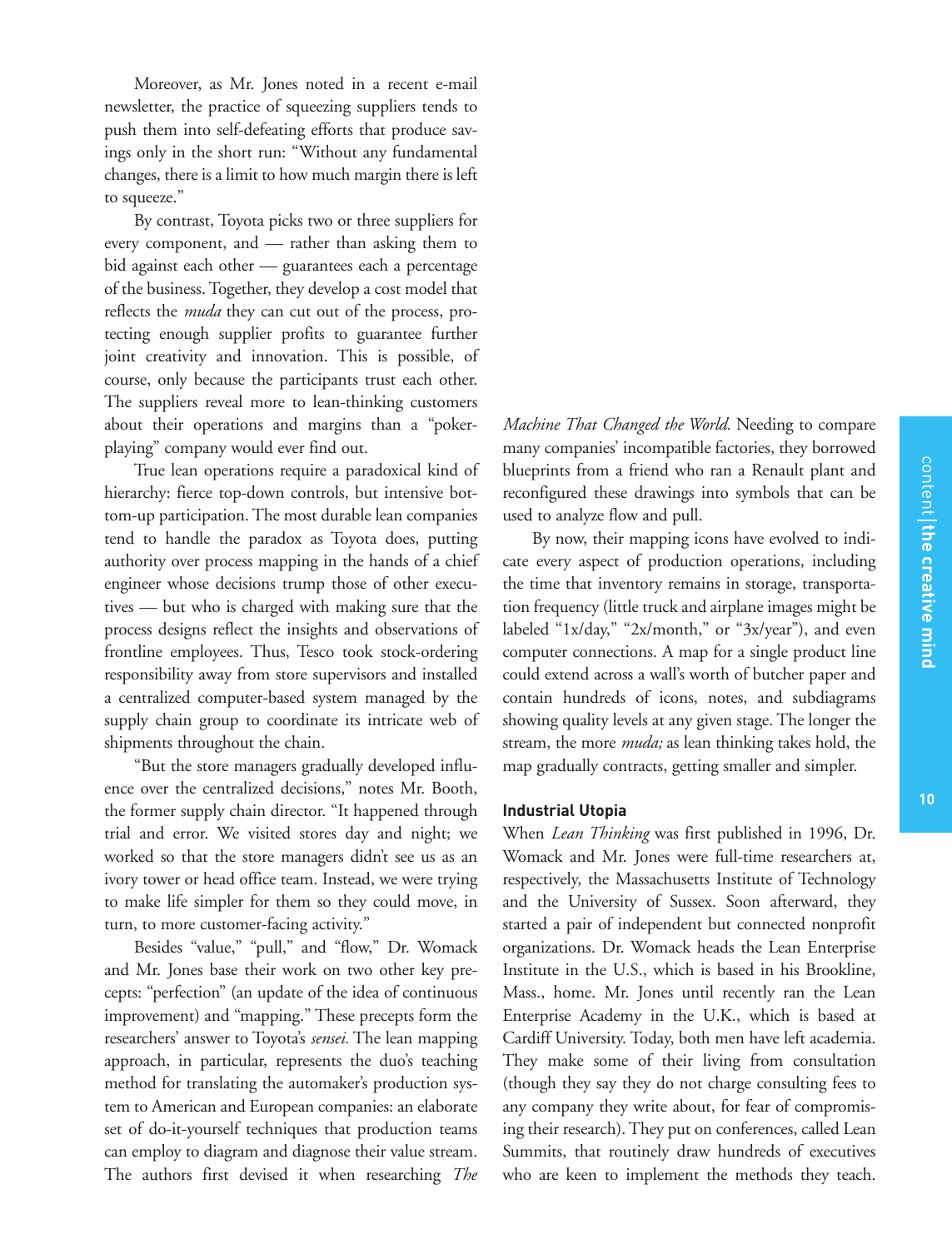Moreover, as Mr. Jones noted in a recent e-mail newsletter, the practice of squeezing suppliers tends to push them into self-defeating efforts that produce savings only in the short run: "Without any fundamental changes, there is a limit to how much margin there is left to squeeze."

By contrast, Toyota picks two or three suppliers for every component, and — rather than asking them to bid against each other — guarantees each a percentage of the business. Together, they develop a cost model that reflects the *muda* they can cut out of the process, protecting enough supplier profits to guarantee further joint creativity and innovation. This is possible, of course, only because the participants trust each other. The suppliers reveal more to lean-thinking customers about their operations and margins than a "poker-playing" company would ever find out.

True lean operations require a paradoxical kind of hierarchy: fierce top-down controls, but intensive bottom-up participation. The most durable lean companies tend to handle the paradox as Toyota does, putting authority over process mapping in the hands of a chief engineer whose decisions trump those of other executives — but who is charged with making sure that the process designs reflect the insights and observations of frontline employees. Thus, Tesco took stock-ordering responsibility away from store supervisors and installed a centralized computer-based system managed by the supply chain group to coordinate its intricate web of shipments throughout the chain.

"But the store managers gradually developed influence over the centralized decisions," notes Mr. Booth, the former supply chain director. "It happened through trial and error. We visited stores day and night; we worked so that the store managers didn't see us as an ivory tower or head office team. Instead, we were trying to make life simpler for them so they could move, in turn, to more customer-facing activity."

Besides "value," "pull," and "flow," Dr. Womack and Mr. Jones base their work on two other key precepts: "perfection" (an update of the idea of continuous improvement) and "mapping." These precepts form the researchers' answer to Toyota's *sensei.* The lean mapping approach, in particular, represents the duo's teaching method for translating the automaker's production system to American and European companies: an elaborate set of do-it-yourself techniques that production teams can employ to diagram and diagnose their value stream. The authors first devised it when researching *The Machine That Changed the World.* Needing to compare many companies' incompatible factories, they borrowed blueprints from a friend who ran a Renault plant and reconfigured these drawings into symbols that can be used to analyze flow and pull.

By now, their mapping icons have evolved to indicate every aspect of production operations, including the time that inventory remains in storage, transportation frequency (little truck and airplane images might be labeled "1x/day," "2x/month," or "3x/year"), and even computer connections. A map for a single product line could extend across a wall's worth of butcher paper and contain hundreds of icons, notes, and subdiagrams showing quality levels at any given stage. The longer the stream, the more *muda;* as lean thinking takes hold, the map gradually contracts, getting smaller and simpler.

### Industrial Utopia

When *Lean Thinking* was first published in 1996, Dr. Womack and Mr. Jones were full-time researchers at, respectively, the Massachusetts Institute of Technology and the University of Sussex. Soon afterward, they started a pair of independent but connected nonprofit organizations. Dr. Womack heads the Lean Enterprise Institute in the U.S., which is based in his Brookline, Mass., home. Mr. Jones until recently ran the Lean Enterprise Academy in the U.K., which is based at Cardiff University. Today, both men have left academia. They make some of their living from consultation (though they say they do not charge consulting fees to any company they write about, for fear of compromising their research). They put on conferences, called Lean Summits, that routinely draw hundreds of executives who are keen to implement the methods they teach.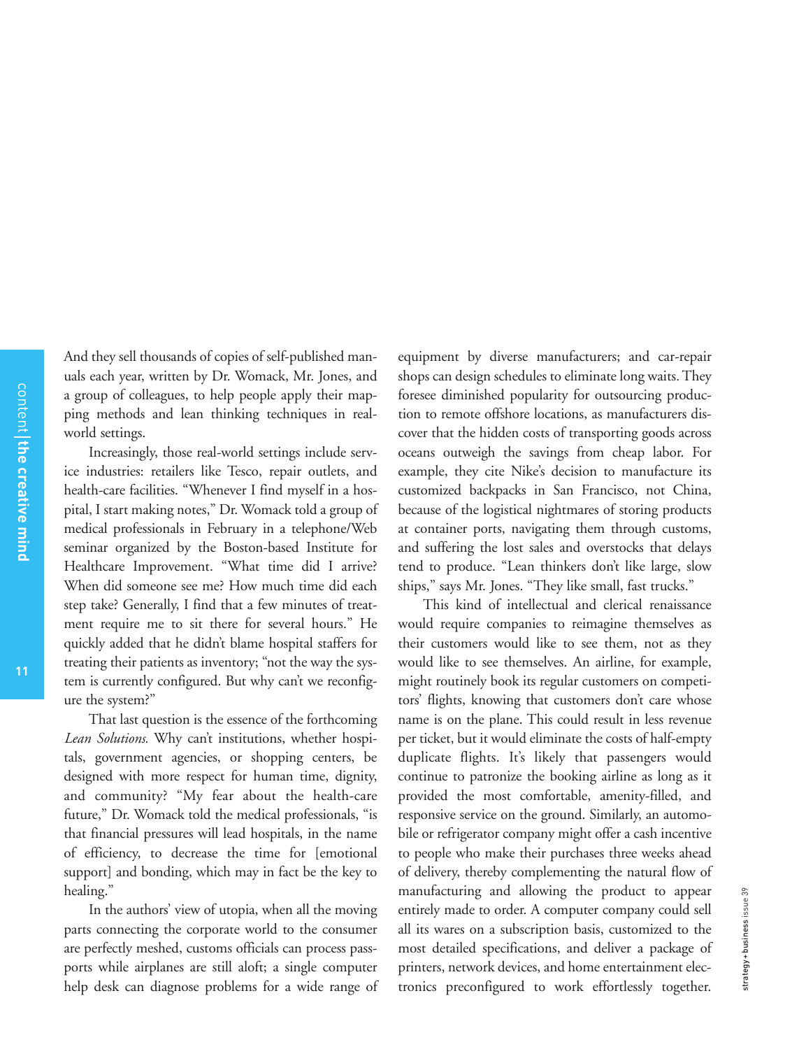And they sell thousands of copies of self-published manuals each year, written by Dr. Womack, Mr. Jones, and a group of colleagues, to help people apply their mapping methods and lean thinking techniques in real-world settings.

Increasingly, those real-world settings include service industries: retailers like Tesco, repair outlets, and health-care facilities. "Whenever I find myself in a hospital, I start making notes," Dr. Womack told a group of medical professionals in February in a telephone/Web seminar organized by the Boston-based Institute for Healthcare Improvement. "What time did I arrive? When did someone see me? How much time did each step take? Generally, I find that a few minutes of treatment require me to sit there for several hours." He quickly added that he didn't blame hospital staffers for treating their patients as inventory; "not the way the system is currently configured. But why can't we reconfigure the system?"

That last question is the essence of the forthcoming *Lean Solutions.* Why can't institutions, whether hospitals, government agencies, or shopping centers, be designed with more respect for human time, dignity, and community? "My fear about the health-care future," Dr. Womack told the medical professionals, "is that financial pressures will lead hospitals, in the name of efficiency, to decrease the time for [emotional support] and bonding, which may in fact be the key to healing."

In the authors' view of utopia, when all the moving parts connecting the corporate world to the consumer are perfectly meshed, customs officials can process passports while airplanes are still aloft; a single computer help desk can diagnose problems for a wide range of equipment by diverse manufacturers; and car-repair shops can design schedules to eliminate long waits. They foresee diminished popularity for outsourcing production to remote offshore locations, as manufacturers discover that the hidden costs of transporting goods across oceans outweigh the savings from cheap labor. For example, they cite Nike's decision to manufacture its customized backpacks in San Francisco, not China, because of the logistical nightmares of storing products at container ports, navigating them through customs, and suffering the lost sales and overstocks that delays tend to produce. "Lean thinkers don't like large, slow ships," says Mr. Jones. "They like small, fast trucks."

This kind of intellectual and clerical renaissance would require companies to reimagine themselves as their customers would like to see them, not as they would like to see themselves. An airline, for example, might routinely book its regular customers on competitors' flights, knowing that customers don't care whose name is on the plane. This could result in less revenue per ticket, but it would eliminate the costs of half-empty duplicate flights. It's likely that passengers would continue to patronize the booking airline as long as it provided the most comfortable, amenity-filled, and responsive service on the ground. Similarly, an automobile or refrigerator company might offer a cash incentive to people who make their purchases three weeks ahead of delivery, thereby complementing the natural flow of manufacturing and allowing the product to appear entirely made to order. A computer company could sell all its wares on a subscription basis, customized to the most detailed specifications, and deliver a package of printers, network devices, and home entertainment electronics preconfigured to work effortlessly together.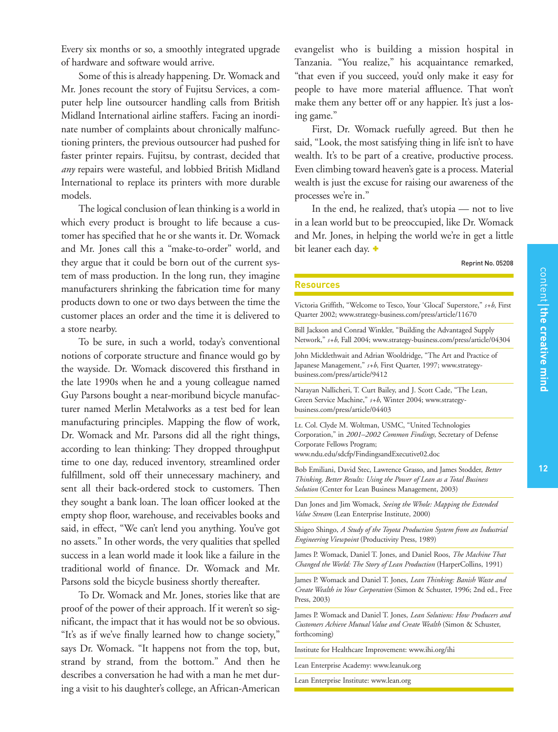Every six months or so, a smoothly integrated upgrade of hardware and software would arrive.

Some of this is already happening. Dr. Womack and Mr. Jones recount the story of Fujitsu Services, a computer help line outsourcer handling calls from British Midland International airline staffers. Facing an inordinate number of complaints about chronically malfunctioning printers, the previous outsourcer had pushed for faster printer repairs. Fujitsu, by contrast, decided that *any* repairs were wasteful, and lobbied British Midland International to replace its printers with more durable models.

The logical conclusion of lean thinking is a world in which every product is brought to life because a customer has specified that he or she wants it. Dr. Womack and Mr. Jones call this a "make-to-order" world, and they argue that it could be born out of the current system of mass production. In the long run, they imagine manufacturers shrinking the fabrication time for many products down to one or two days between the time the customer places an order and the time it is delivered to a store nearby.

To be sure, in such a world, today's conventional notions of corporate structure and finance would go by the wayside. Dr. Womack discovered this firsthand in the late 1990s when he and a young colleague named Guy Parsons bought a near-moribund bicycle manufacturer named Merlin Metalworks as a test bed for lean manufacturing principles. Mapping the flow of work, Dr. Womack and Mr. Parsons did all the right things, according to lean thinking: They dropped throughput time to one day, reduced inventory, streamlined order fulfillment, sold off their unnecessary machinery, and sent all their back-ordered stock to customers. Then they sought a bank loan. The loan officer looked at the empty shop floor, warehouse, and receivables books and said, in effect, "We can't lend you anything. You've got no assets." In other words, the very qualities that spelled success in a lean world made it look like a failure in the traditional world of finance. Dr. Womack and Mr. Parsons sold the bicycle business shortly thereafter.

To Dr. Womack and Mr. Jones, stories like that are proof of the power of their approach. If it weren't so significant, the impact that it has would not be so obvious. "It's as if we've finally learned how to change society," says Dr. Womack. "It happens not from the top, but, strand by strand, from the bottom." And then he describes a conversation he had with a man he met during a visit to his daughter's college, an African-American evangelist who is building a mission hospital in Tanzania. "You realize," his acquaintance remarked, "that even if you succeed, you'd only make it easy for people to have more material affluence. That won't make them any better off or any happier. It's just a losing game."

First, Dr. Womack ruefully agreed. But then he said, "Look, the most satisfying thing in life isn't to have wealth. It's to be part of a creative, productive process. Even climbing toward heaven's gate is a process. Material wealth is just the excuse for raising our awareness of the processes we're in."

In the end, he realized, that's utopia — not to live in a lean world but to be preoccupied, like Dr. Womack and Mr. Jones, in helping the world we're in get a little bit leaner each day. +

Reprint No. 05208

## Resources

Victoria Griffith, "Welcome to Tesco, Your 'Glocal' Superstore," *s+b*, First Quarter 2002; www.strategy-business.com/press/article/11670

Bill Jackson and Conrad Winkler, "Building the Advantaged Supply Network," *s+b*, Fall 2004; www.strategy-business.com/press/article/04304

John Micklethwait and Adrian Wooldridge, "The Art and Practice of Japanese Management," *s+b*, First Quarter, 1997; www.strategy-business.com/press/article/9412

Narayan Nallicheri, T. Curt Bailey, and J. Scott Cade, "The Lean, Green Service Machine," *s+b*, Winter 2004; www.strategy-business.com/press/article/04403

Lt. Col. Clyde M. Woltman, USMC, "United Technologies Corporation," in *2001–2002 Common Findings,* Secretary of Defense Corporate Fellows Program; www.ndu.edu/sdcfp/FindingsandExecutive02.doc

Bob Emiliani, David Stec, Lawrence Grasso, and James Stodder, *Better Thinking, Better Results: Using the Power of Lean as a Total Business Solution* (Center for Lean Business Management, 2003)

Dan Jones and Jim Womack, *Seeing the Whole: Mapping the Extended Value Stream* (Lean Enterprise Institute, 2000)

Shigeo Shingo, *A Study of the Toyota Production System from an Industrial Engineering Viewpoint* (Productivity Press, 1989)

James P. Womack, Daniel T. Jones, and Daniel Roos, *The Machine That Changed the World: The Story of Lean Production* (HarperCollins, 1991)

James P. Womack and Daniel T. Jones, *Lean Thinking: Banish Waste and Create Wealth in Your Corporation* (Simon & Schuster, 1996; 2nd ed., Free Press, 2003)

James P. Womack and Daniel T. Jones, *Lean Solutions: How Producers and Customers Achieve Mutual Value and Create Wealth* (Simon & Schuster, forthcoming)

Institute for Healthcare Improvement: www.ihi.org/ihi

Lean Enterprise Academy: www.leanuk.org

Lean Enterprise Institute: www.lean.org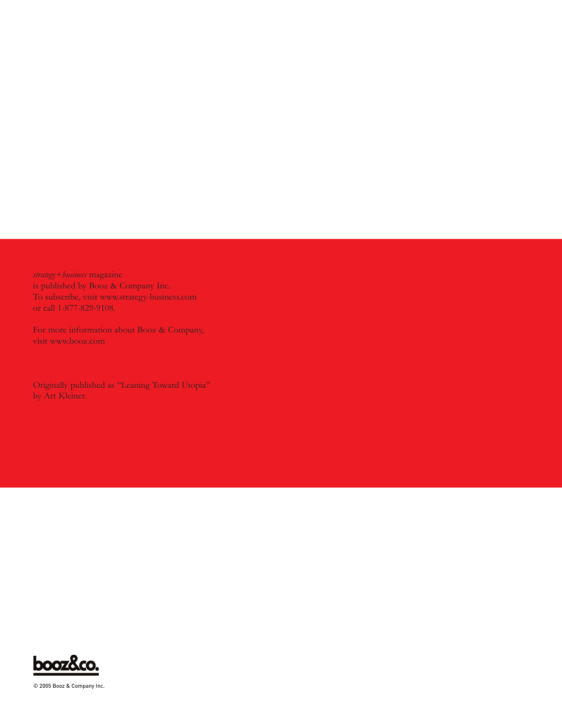*strategy+business* magazine
is published by Booz & Company Inc.
To subscribe, visit www.strategy-business.com
or call 1-877-829-9108.

For more information about Booz & Company,
visit www.booz.com

Originally published as "Leaning Toward Utopia"
by Art Kleiner.

booz&co.

© 2005 Booz & Company Inc.